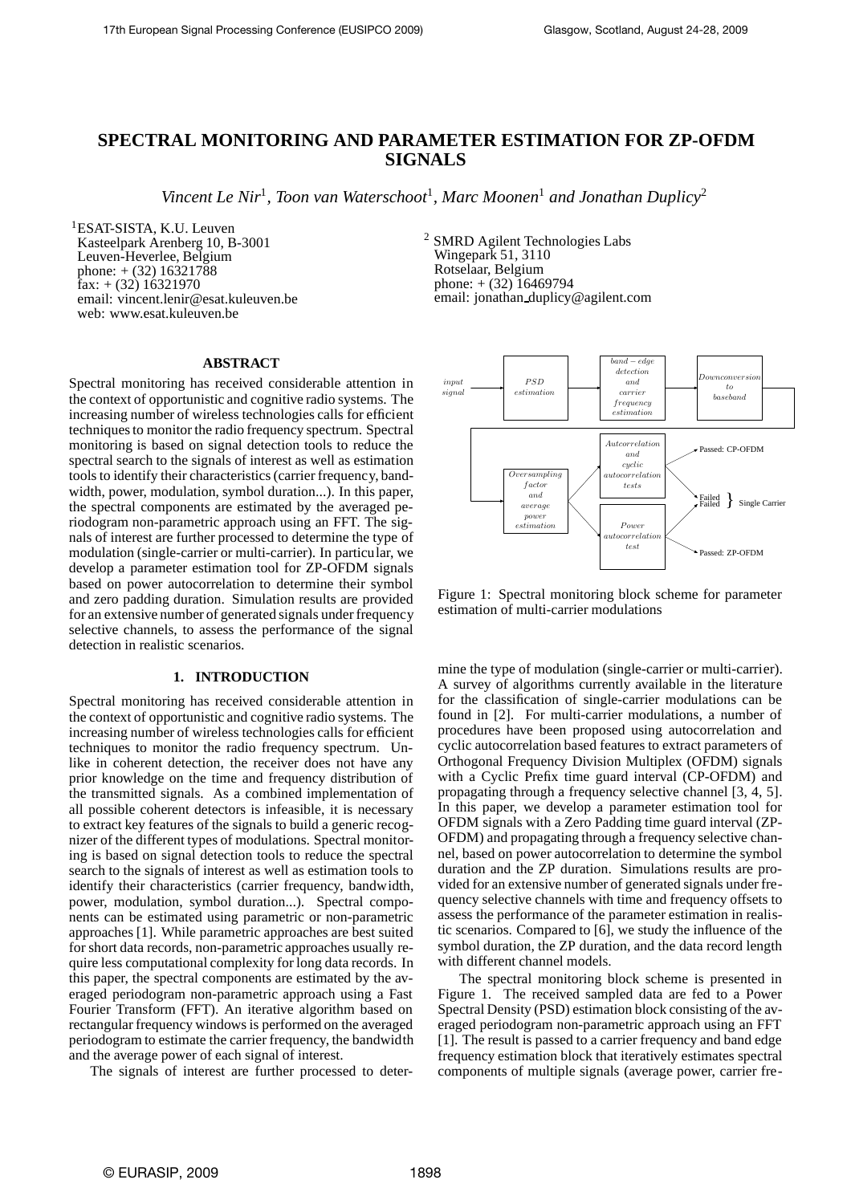# SPECTRAL MONITORING AND PARAMETER ESTIMATION FOR ZP-OFDM SIGNALS

*Vincent Le Nir*[1], *Toon van Waterschoot*[1], *Marc Moonen*[1] *and Jonathan Duplicy*[2]

[1]ESAT-SISTA, K.U. Leuven
Kasteelpark Arenberg 10, B-3001
Leuven-Heverlee, Belgium
phone: + (32) 16321788
fax: + (32) 16321970
email: vincent.lenir@esat.kuleuven.be
web: www.esat.kuleuven.be

[2] SMRD Agilent Technologies Labs
Wingepark 51, 3110
Rotselaar, Belgium
phone: + (32) 16469794
email: jonathan_duplicy@agilent.com

## ABSTRACT

Spectral monitoring has received considerable attention in the context of opportunistic and cognitive radio systems. The increasing number of wireless technologies calls for efficient techniques to monitor the radio frequency spectrum. Spectral monitoring is based on signal detection tools to reduce the spectral search to the signals of interest as well as estimation tools to identify their characteristics (carrier frequency, bandwidth, power, modulation, symbol duration...). In this paper, the spectral components are estimated by the averaged periodogram non-parametric approach using an FFT. The signals of interest are further processed to determine the type of modulation (single-carrier or multi-carrier). In particular, we develop a parameter estimation tool for ZP-OFDM signals based on power autocorrelation to determine their symbol and zero padding duration. Simulation results are provided for an extensive number of generated signals under frequency selective channels, to assess the performance of the signal detection in realistic scenarios.

## 1. INTRODUCTION

Spectral monitoring has received considerable attention in the context of opportunistic and cognitive radio systems. The increasing number of wireless technologies calls for efficient techniques to monitor the radio frequency spectrum. Unlike in coherent detection, the receiver does not have any prior knowledge on the time and frequency distribution of the transmitted signals. As a combined implementation of all possible coherent detectors is infeasible, it is necessary to extract key features of the signals to build a generic recognizer of the different types of modulations. Spectral monitoring is based on signal detection tools to reduce the spectral search to the signals of interest as well as estimation tools to identify their characteristics (carrier frequency, bandwidth, power, modulation, symbol duration...). Spectral components can be estimated using parametric or non-parametric approaches [1]. While parametric approaches are best suited for short data records, non-parametric approaches usually require less computational complexity for long data records. In this paper, the spectral components are estimated by the averaged periodogram non-parametric approach using a Fast Fourier Transform (FFT). An iterative algorithm based on rectangular frequency windows is performed on the averaged periodogram to estimate the carrier frequency, the bandwidth and the average power of each signal of interest.

The signals of interest are further processed to determine the type of modulation (single-carrier or multi-carrier). A survey of algorithms currently available in the literature for the classification of single-carrier modulations can be found in [2]. For multi-carrier modulations, a number of procedures have been proposed using autocorrelation and cyclic autocorrelation based features to extract parameters of Orthogonal Frequency Division Multiplex (OFDM) signals with a Cyclic Prefix time guard interval (CP-OFDM) and propagating through a frequency selective channel [3, 4, 5]. In this paper, we develop a parameter estimation tool for OFDM signals with a Zero Padding time guard interval (ZP-OFDM) and propagating through a frequency selective channel, based on power autocorrelation to determine the symbol duration and the ZP duration. Simulations results are provided for an extensive number of generated signals under frequency selective channels with time and frequency offsets to assess the performance of the parameter estimation in realistic scenarios. Compared to [6], we study the influence of the symbol duration, the ZP duration, and the data record length with different channel models.

The spectral monitoring block scheme is presented in Figure 1. The received sampled data are fed to a Power Spectral Density (PSD) estimation block consisting of the averaged periodogram non-parametric approach using an FFT [1]. The result is passed to a carrier frequency and band edge frequency estimation block that iteratively estimates spectral components of multiple signals (average power, carrier fre-

Figure 1: Spectral monitoring block scheme for parameter estimation of multi-carrier modulations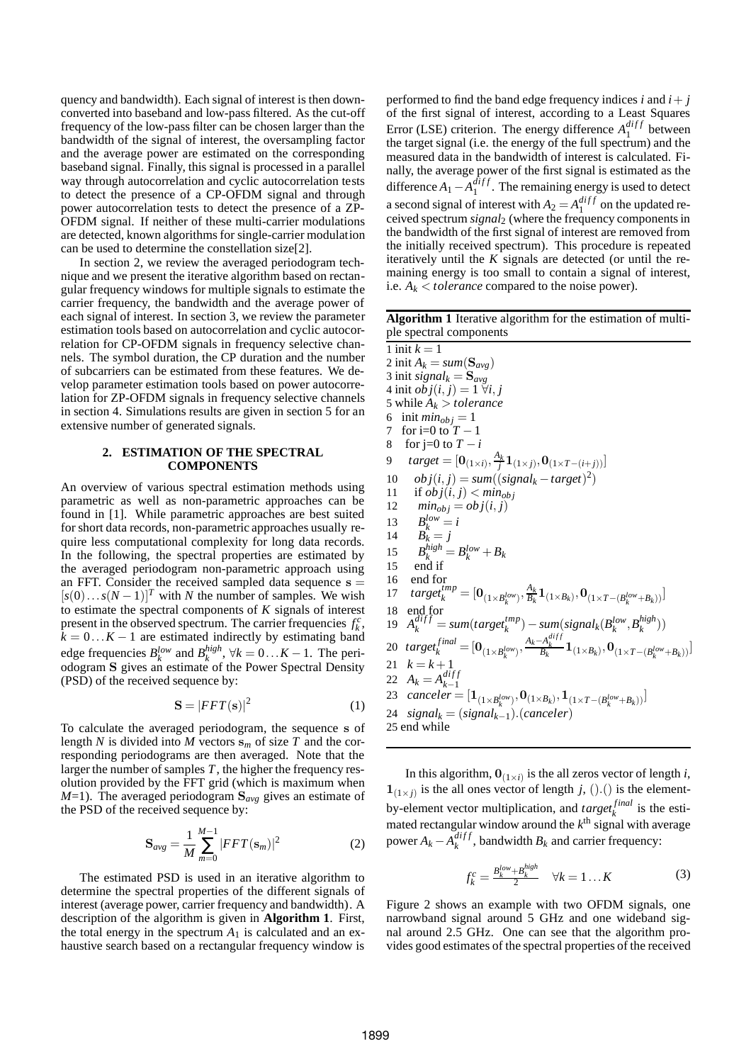quency and bandwidth). Each signal of interest is then downconverted into baseband and low-pass filtered. As the cut-off frequency of the low-pass filter can be chosen larger than the bandwidth of the signal of interest, the oversampling factor and the average power are estimated on the corresponding baseband signal. Finally, this signal is processed in a parallel way through autocorrelation and cyclic autocorrelation tests to detect the presence of a CP-OFDM signal and through power autocorrelation tests to detect the presence of a ZP-OFDM signal. If neither of these multi-carrier modulations are detected, known algorithms for single-carrier modulation can be used to determine the constellation size[2].

In section 2, we review the averaged periodogram technique and we present the iterative algorithm based on rectangular frequency windows for multiple signals to estimate the carrier frequency, the bandwidth and the average power of each signal of interest. In section 3, we review the parameter estimation tools based on autocorrelation and cyclic autocorrelation for CP-OFDM signals in frequency selective channels. The symbol duration, the CP duration and the number of subcarriers can be estimated from these features. We develop parameter estimation tools based on power autocorrelation for ZP-OFDM signals in frequency selective channels in section 4. Simulations results are given in section 5 for an extensive number of generated signals.

## 2. ESTIMATION OF THE SPECTRAL COMPONENTS

An overview of various spectral estimation methods using parametric as well as non-parametric approaches can be found in [1]. While parametric approaches are best suited for short data records, non-parametric approaches usually require less computational complexity for long data records. In the following, the spectral properties are estimated by the averaged periodogram non-parametric approach using an FFT. Consider the received sampled data sequence $\mathbf{s} = [s(0)\dots s(N-1)]^T$ with $N$ the number of samples. We wish to estimate the spectral components of $K$ signals of interest present in the observed spectrum. The carrier frequencies $f_k^c$, $k = 0\dots K-1$ are estimated indirectly by estimating band edge frequencies $B_k^{low}$ and $B_k^{high}$, $\forall k = 0\dots K-1$. The periodogram $\mathbf{S}$ gives an estimate of the Power Spectral Density (PSD) of the received sequence by:

$$\mathbf{S} = |FFT(\mathbf{s})|^2 \tag{1}$$

To calculate the averaged periodogram, the sequence $\mathbf{s}$ of length $N$ is divided into $M$ vectors $\mathbf{s}_m$ of size $T$ and the corresponding periodograms are then averaged. Note that the larger the number of samples $T$, the higher the frequency resolution provided by the FFT grid (which is maximum when $M$=1). The averaged periodogram $\mathbf{S}_{avg}$ gives an estimate of the PSD of the received sequence by:

$$\mathbf{S}_{avg} = \frac{1}{M}\sum_{m=0}^{M-1} |FFT(\mathbf{s}_m)|^2 \tag{2}$$

The estimated PSD is used in an iterative algorithm to determine the spectral properties of the different signals of interest (average power, carrier frequency and bandwidth). A description of the algorithm is given in **Algorithm 1**. First, the total energy in the spectrum $A_1$ is calculated and an exhaustive search based on a rectangular frequency window is performed to find the band edge frequency indices $i$ and $i+j$ of the first signal of interest, according to a Least Squares Error (LSE) criterion. The energy difference $A_1^{diff}$ between the target signal (i.e. the energy of the full spectrum) and the measured data in the bandwidth of interest is calculated. Finally, the average power of the first signal is estimated as the difference $A_1 - A_1^{diff}$. The remaining energy is used to detect a second signal of interest with $A_2 = A_1^{diff}$ on the updated received spectrum $signal_2$ (where the frequency components in the bandwidth of the first signal of interest are removed from the initially received spectrum). This procedure is repeated iteratively until the $K$ signals are detected (or until the remaining energy is too small to contain a signal of interest, i.e. $A_k < tolerance$ compared to the noise power).

**Algorithm 1** Iterative algorithm for the estimation of multiple spectral components

1 init $k = 1$
2 init $A_k = sum(\mathbf{S}_{avg})$
3 init $signal_k = \mathbf{S}_{avg}$
4 init $obj(i,j) = 1\ \forall i,j$
5 while $A_k > tolerance$
6 init $min_{obj} = 1$
7 for i=0 to $T-1$
8 for j=0 to $T-i$
9 $target = [\mathbf{0}_{(1\times i)}, \frac{A_k}{j}\mathbf{1}_{(1\times j)}, \mathbf{0}_{(1\times T-(i+j))}]$
10 $obj(i,j) = sum((signal_k - target)^2)$
11 if $obj(i,j) < min_{obj}$
12 $min_{obj} = obj(i,j)$
13 $B_k^{low} = i$
14 $B_k = j$
15 $B_k^{high} = B_k^{low} + B_k$
15 end if
16 end for
17 $target_k^{tmp} = [\mathbf{0}_{(1\times B_k^{low})}, \frac{A_k}{B_k}\mathbf{1}_{(1\times B_k)}, \mathbf{0}_{(1\times T-(B_k^{low}+B_k))}]$
18 end for
19 $A_k^{diff} = sum(target_k^{tmp}) - sum(signal_k(B_k^{low}, B_k^{high}))$
20 $target_k^{final} = [\mathbf{0}_{(1\times B_k^{low})}, \frac{A_k - A_k^{diff}}{B_k}\mathbf{1}_{(1\times B_k)}, \mathbf{0}_{(1\times T-(B_k^{low}+B_k))}]$
21 $k = k+1$
22 $A_k = A_{k-1}^{diff}$
23 $canceler = [\mathbf{1}_{(1\times B_k^{low})}, \mathbf{0}_{(1\times B_k)}, \mathbf{1}_{(1\times T-(B_k^{low}+B_k))}]$
24 $signal_k = (signal_{k-1}).(canceler)$
25 end while

In this algorithm, $\mathbf{0}_{(1\times i)}$ is the all zeros vector of length $i$, $\mathbf{1}_{(1\times j)}$ is the all ones vector of length $j$, ().() is the element-by-element vector multiplication, and $target_k^{final}$ is the estimated rectangular window around the $k^{\text{th}}$ signal with average power $A_k - A_k^{diff}$, bandwidth $B_k$ and carrier frequency:

$$f_k^c = \frac{B_k^{low} + B_k^{high}}{2} \quad \forall k = 1\dots K \tag{3}$$

Figure 2 shows an example with two OFDM signals, one narrowband signal around 5 GHz and one wideband signal around 2.5 GHz. One can see that the algorithm provides good estimates of the spectral properties of the received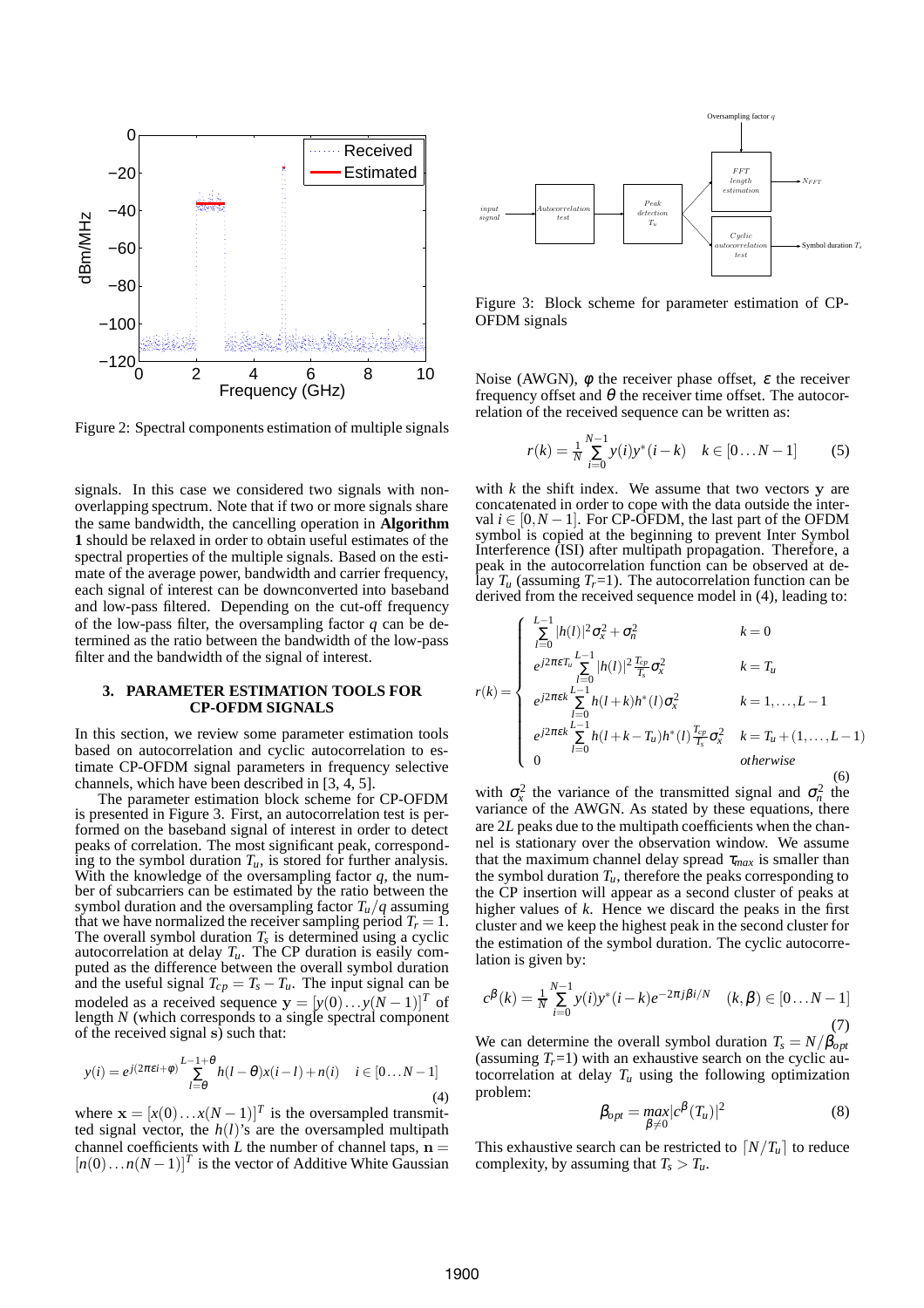Figure 2: Spectral components estimation of multiple signals

signals. In this case we considered two signals with non-overlapping spectrum. Note that if two or more signals share the same bandwidth, the cancelling operation in **Algorithm 1** should be relaxed in order to obtain useful estimates of the spectral properties of the multiple signals. Based on the estimate of the average power, bandwidth and carrier frequency, each signal of interest can be downconverted into baseband and low-pass filtered. Depending on the cut-off frequency of the low-pass filter, the oversampling factor $q$ can be determined as the ratio between the bandwidth of the low-pass filter and the bandwidth of the signal of interest.

## 3. PARAMETER ESTIMATION TOOLS FOR CP-OFDM SIGNALS

In this section, we review some parameter estimation tools based on autocorrelation and cyclic autocorrelation to estimate CP-OFDM signal parameters in frequency selective channels, which have been described in [3, 4, 5].

The parameter estimation block scheme for CP-OFDM is presented in Figure 3. First, an autocorrelation test is performed on the baseband signal of interest in order to detect peaks of correlation. The most significant peak, corresponding to the symbol duration $T_u$, is stored for further analysis. With the knowledge of the oversampling factor $q$, the number of subcarriers can be estimated by the ratio between the symbol duration and the oversampling factor $T_u/q$ assuming that we have normalized the receiver sampling period $T_r = 1$. The overall symbol duration $T_s$ is determined using a cyclic autocorrelation at delay $T_u$. The CP duration is easily computed as the difference between the overall symbol duration and the useful signal $T_{cp} = T_s - T_u$. The input signal can be modeled as a received sequence $\mathbf{y} = [y(0)\ldots y(N-1)]^T$ of length $N$ (which corresponds to a single spectral component of the received signal $\mathbf{s}$) such that:

$$y(i) = e^{j(2\pi\varepsilon i+\varphi)}\sum_{l=\theta}^{L-1+\theta} h(l-\theta)x(i-l) + n(i) \quad i \in [0\ldots N-1] \tag{4}$$

where $\mathbf{x} = [x(0)\ldots x(N-1)]^T$ is the oversampled transmitted signal vector, the $h(l)$'s are the oversampled multipath channel coefficients with $L$ the number of channel taps, $\mathbf{n} = [n(0)\ldots n(N-1)]^T$ is the vector of Additive White Gaussian Noise (AWGN), $\varphi$ the receiver phase offset, $\varepsilon$ the receiver frequency offset and $\theta$ the receiver time offset. The autocorrelation of the received sequence can be written as:

$$r(k) = \frac{1}{N}\sum_{i=0}^{N-1} y(i)y^*(i-k) \quad k \in [0\ldots N-1] \tag{5}$$

with $k$ the shift index. We assume that two vectors $\mathbf{y}$ are concatenated in order to cope with the data outside the interval $i \in [0, N-1]$. For CP-OFDM, the last part of the OFDM symbol is copied at the beginning to prevent Inter Symbol Interference (ISI) after multipath propagation. Therefore, a peak in the autocorrelation function can be observed at delay $T_u$ (assuming $T_r$=1). The autocorrelation function can be derived from the received sequence model in (4), leading to:

$$r(k) = \begin{cases} \sum_{l=0}^{L-1} |h(l)|^2\sigma_x^2 + \sigma_n^2 & k = 0 \\ e^{j2\pi\varepsilon T_u}\sum_{l=0}^{L-1} |h(l)|^2 \frac{T_{cp}}{T_s}\sigma_x^2 & k = T_u \\ e^{j2\pi\varepsilon k}\sum_{l=0}^{L-1} h(l+k)h^*(l)\sigma_x^2 & k = 1,\ldots,L-1 \\ e^{j2\pi\varepsilon k}\sum_{l=0}^{L-1} h(l+k-T_u)h^*(l)\frac{T_{cp}}{T_s}\sigma_x^2 & k = T_u + (1,\ldots,L-1) \\ 0 & otherwise \end{cases} \tag{6}$$

with $\sigma_x^2$ the variance of the transmitted signal and $\sigma_n^2$ the variance of the AWGN. As stated by these equations, there are $2L$ peaks due to the multipath coefficients when the channel is stationary over the observation window. We assume that the maximum channel delay spread $\tau_{max}$ is smaller than the symbol duration $T_u$, therefore the peaks corresponding to the CP insertion will appear as a second cluster of peaks at higher values of $k$. Hence we discard the peaks in the first cluster and we keep the highest peak in the second cluster for the estimation of the symbol duration. The cyclic autocorrelation is given by:

$$c^\beta(k) = \frac{1}{N}\sum_{i=0}^{N-1} y(i)y^*(i-k)e^{-2\pi j\beta i/N} \quad (k,\beta) \in [0\ldots N-1] \tag{7}$$

We can determine the overall symbol duration $T_s = N/\beta_{opt}$ (assuming $T_r$=1) with an exhaustive search on the cyclic autocorrelation at delay $T_u$ using the following optimization problem:

$$\beta_{opt} = \max_{\beta\neq 0}|c^\beta(T_u)|^2 \tag{8}$$

This exhaustive search can be restricted to $\lceil N/T_u \rceil$ to reduce complexity, by assuming that $T_s > T_u$.

Figure 3: Block scheme for parameter estimation of CP-OFDM signals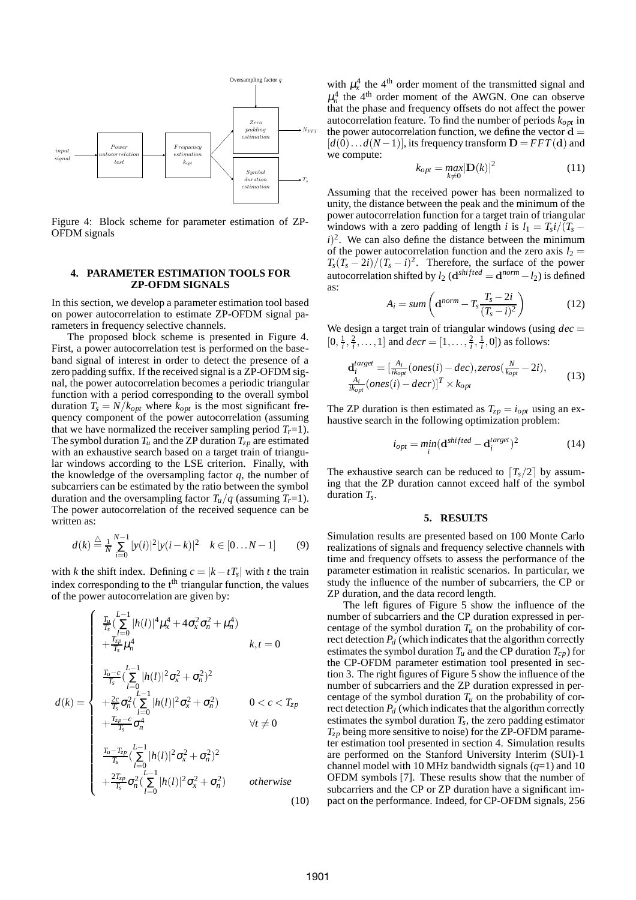Figure 4: Block scheme for parameter estimation of ZP-OFDM signals

## 4. PARAMETER ESTIMATION TOOLS FOR ZP-OFDM SIGNALS

In this section, we develop a parameter estimation tool based on power autocorrelation to estimate ZP-OFDM signal parameters in frequency selective channels.

The proposed block scheme is presented in Figure 4. First, a power autocorrelation test is performed on the baseband signal of interest in order to detect the presence of a zero padding suffix. If the received signal is a ZP-OFDM signal, the power autocorrelation becomes a periodic triangular function with a period corresponding to the overall symbol duration $T_s = N/k_{opt}$ where $k_{opt}$ is the most significant frequency component of the power autocorrelation (assuming that we have normalized the receiver sampling period $T_r$=1). The symbol duration $T_u$ and the ZP duration $T_{zp}$ are estimated with an exhaustive search based on a target train of triangular windows according to the LSE criterion. Finally, with the knowledge of the oversampling factor $q$, the number of subcarriers can be estimated by the ratio between the symbol duration and the oversampling factor $T_u/q$ (assuming $T_r$=1). The power autocorrelation of the received sequence can be written as:

$$d(k) \stackrel{\triangle}{=} \frac{1}{N}\sum_{i=0}^{N-1} |y(i)|^2 |y(i-k)|^2 \quad k \in [0 \ldots N-1] \tag{9}$$

with $k$ the shift index. Defining $c = |k - tT_s|$ with $t$ the train index corresponding to the t$^{\text{th}}$ triangular function, the values of the power autocorrelation are given by:

$$d(k) = \begin{cases} \frac{T_u}{T_s}\left(\sum_{l=0}^{L-1} |h(l)|^4 \mu_x^4 + 4\sigma_x^2\sigma_n^2 + \mu_n^4\right) & \\ + \frac{T_{zp}}{T_s}\mu_n^4 & k,t = 0 \\ \frac{T_u - c}{T_s}\left(\sum_{l=0}^{L-1} |h(l)|^2 \sigma_x^2 + \sigma_n^2\right)^2 & \\ + \frac{2c}{T_s}\sigma_n^2\left(\sum_{l=0}^{L-1} |h(l)|^2\sigma_x^2 + \sigma_n^2\right) & 0 < c < T_{zp} \\ + \frac{T_{zp} - c}{T_s}\sigma_n^4 & \forall t \neq 0 \\ \frac{T_u - T_{zp}}{T_s}\left(\sum_{l=0}^{L-1} |h(l)|^2 \sigma_x^2 + \sigma_n^2\right)^2 & \\ + \frac{2T_{zp}}{T_s}\sigma_n^2\left(\sum_{l=0}^{L-1} |h(l)|^2\sigma_x^2 + \sigma_n^2\right) & otherwise \end{cases} \tag{10}$$

with $\mu_x^4$ the 4$^{\text{th}}$ order moment of the transmitted signal and $\mu_n^4$ the 4$^{\text{th}}$ order moment of the AWGN. One can observe that the phase and frequency offsets do not affect the power autocorrelation feature. To find the number of periods $k_{opt}$ in the power autocorrelation function, we define the vector $\mathbf{d} = [d(0) \ldots d(N-1)]$, its frequency transform $\mathbf{D} = FFT(\mathbf{d})$ and we compute:

$$k_{opt} = \max_{k \neq 0} |\mathbf{D}(k)|^2 \tag{11}$$

Assuming that the received power has been normalized to unity, the distance between the peak and the minimum of the power autocorrelation function for a target train of triangular windows with a zero padding of length $i$ is $l_1 = T_s i/(T_s - i)^2$. We can also define the distance between the minimum of the power autocorrelation function and the zero axis $l_2 = T_s(T_s - 2i)/(T_s - i)^2$. Therefore, the surface of the power autocorrelation shifted by $l_2$ ($\mathbf{d}^{shifted} = \mathbf{d}^{norm} - l_2$) is defined as:

$$A_i = sum\left(\mathbf{d}^{norm} - T_s \frac{T_s - 2i}{(T_s - i)^2}\right) \tag{12}$$

We design a target train of triangular windows (using $dec = [0, \frac{1}{i}, \frac{2}{i}, \ldots, 1]$ and $decr = [1, \ldots, \frac{2}{i}, \frac{1}{i}, 0]$) as follows:

$$\begin{aligned} \mathbf{d}_i^{target} = [&\tfrac{A_i}{ik_{opt}}(ones(i) - dec), zeros(\tfrac{N}{k_{opt}} - 2i), \\ &\tfrac{A_i}{ik_{opt}}(ones(i) - decr)]^T \times k_{opt} \end{aligned} \tag{13}$$

The ZP duration is then estimated as $T_{zp} = i_{opt}$ using an exhaustive search in the following optimization problem:

$$i_{opt} = \min_i (\mathbf{d}^{shifted} - \mathbf{d}_i^{target})^2 \tag{14}$$

The exhaustive search can be reduced to $\lceil T_s/2 \rceil$ by assuming that the ZP duration cannot exceed half of the symbol duration $T_s$.

## 5. RESULTS

Simulation results are presented based on 100 Monte Carlo realizations of signals and frequency selective channels with time and frequency offsets to assess the performance of the parameter estimation in realistic scenarios. In particular, we study the influence of the number of subcarriers, the CP or ZP duration, and the data record length.

The left figures of Figure 5 show the influence of the number of subcarriers and the CP duration expressed in percentage of the symbol duration $T_u$ on the probability of correct detection $P_d$ (which indicates that the algorithm correctly estimates the symbol duration $T_u$ and the CP duration $T_{cp}$) for the CP-OFDM parameter estimation tool presented in section 3. The right figures of Figure 5 show the influence of the number of subcarriers and the ZP duration expressed in percentage of the symbol duration $T_u$ on the probability of correct detection $P_d$ (which indicates that the algorithm correctly estimates the symbol duration $T_s$, the zero padding estimator $T_{zp}$ being more sensitive to noise) for the ZP-OFDM parameter estimation tool presented in section 4. Simulation results are performed on the Stanford University Interim (SUI)-1 channel model with 10 MHz bandwidth signals ($q$=1) and 10 OFDM symbols [7]. These results show that the number of subcarriers and the CP or ZP duration have a significant impact on the performance. Indeed, for CP-OFDM signals, 256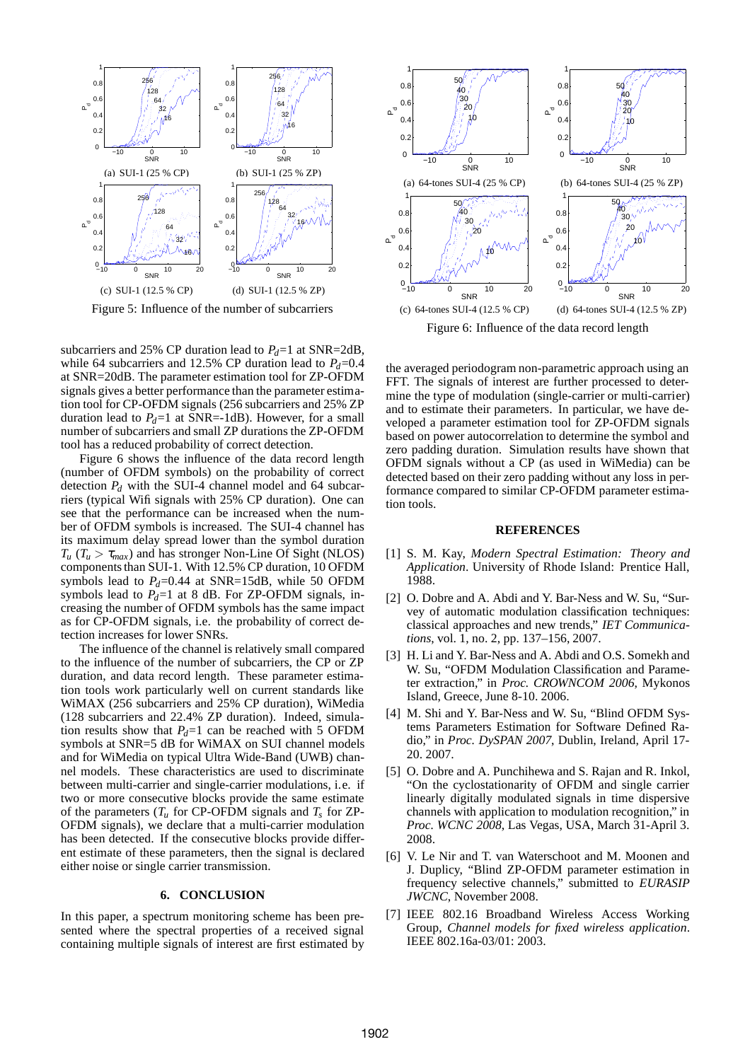$P_d$

0
0.2
0.4
0.6
0.8
1

−10
0
10
SNR

256
128
64
32
16

(a) SUI-1 (25 % CP)

$P_d$

0
0.2
0.4
0.6
0.8
1

−10
0
10
SNR

256
128
64
32
16

(b) SUI-1 (25 % ZP)

$P_d$

0
0.2
0.4
0.6
0.8
1

−10
0
10
20
SNR

256
128
64
32
16

(c) SUI-1 (12.5 % CP)

$P_d$

0
0.2
0.4
0.6
0.8
1

−10
0
10
20
SNR

256
128
64
32
16

(d) SUI-1 (12.5 % ZP)

Figure 5: Influence of the number of subcarriers

subcarriers and 25% CP duration lead to $P_d$=1 at SNR=2dB, while 64 subcarriers and 12.5% CP duration lead to $P_d$=0.4 at SNR=20dB. The parameter estimation tool for ZP-OFDM signals gives a better performance than the parameter estimation tool for CP-OFDM signals (256 subcarriers and 25% ZP duration lead to $P_d$=1 at SNR=-1dB). However, for a small number of subcarriers and small ZP durations the ZP-OFDM tool has a reduced probability of correct detection.

Figure 6 shows the influence of the data record length (number of OFDM symbols) on the probability of correct detection $P_d$ with the SUI-4 channel model and 64 subcarriers (typical Wifi signals with 25% CP duration). One can see that the performance can be increased when the number of OFDM symbols is increased. The SUI-4 channel has its maximum delay spread lower than the symbol duration $T_u$ ($T_u > \tau_{max}$) and has stronger Non-Line Of Sight (NLOS) components than SUI-1. With 12.5% CP duration, 10 OFDM symbols lead to $P_d$=0.44 at SNR=15dB, while 50 OFDM symbols lead to $P_d$=1 at 8 dB. For ZP-OFDM signals, increasing the number of OFDM symbols has the same impact as for CP-OFDM signals, i.e. the probability of correct detection increases for lower SNRs.

The influence of the channel is relatively small compared to the influence of the number of subcarriers, the CP or ZP duration, and data record length. These parameter estimation tools work particularly well on current standards like WiMAX (256 subcarriers and 25% CP duration), WiMedia (128 subcarriers and 22.4% ZP duration). Indeed, simulation results show that $P_d$=1 can be reached with 5 OFDM symbols at SNR=5 dB for WiMAX on SUI channel models and for WiMedia on typical Ultra Wide-Band (UWB) channel models. These characteristics are used to discriminate between multi-carrier and single-carrier modulations, i.e. if two or more consecutive blocks provide the same estimate of the parameters ($T_u$ for CP-OFDM signals and $T_s$ for ZP-OFDM signals), we declare that a multi-carrier modulation has been detected. If the consecutive blocks provide different estimate of these parameters, then the signal is declared either noise or single carrier transmission.

## 6. CONCLUSION

In this paper, a spectrum monitoring scheme has been presented where the spectral properties of a received signal containing multiple signals of interest are first estimated by the averaged periodogram non-parametric approach using an FFT. The signals of interest are further processed to determine the type of modulation (single-carrier or multi-carrier) and to estimate their parameters. In particular, we have developed a parameter estimation tool for ZP-OFDM signals based on power autocorrelation to determine the symbol and zero padding duration. Simulation results have shown that OFDM signals without a CP (as used in WiMedia) can be detected based on their zero padding without any loss in performance compared to similar CP-OFDM parameter estimation tools.

$P_d$

0
0.2
0.4
0.6
0.8
1

−10
0
10
SNR

50
40
30
20
10

(a) 64-tones SUI-4 (25 % CP)

$P_d$

0
0.2
0.4
0.6
0.8
1

−10
0
10
SNR

50
40
30
20
10

(b) 64-tones SUI-4 (25 % ZP)

$P_d$

0
0.2
0.4
0.6
0.8
1

−10
0
10
20
SNR

50
40
30
20
10

(c) 64-tones SUI-4 (12.5 % CP)

$P_d$

0
0.2
0.4
0.6
0.8
1

−10
0
10
20
SNR

50
40
30
20
10

(d) 64-tones SUI-4 (12.5 % ZP)

Figure 6: Influence of the data record length

## REFERENCES

[1] S. M. Kay, *Modern Spectral Estimation: Theory and Application*. University of Rhode Island: Prentice Hall, 1988.

[2] O. Dobre and A. Abdi and Y. Bar-Ness and W. Su, "Survey of automatic modulation classification techniques: classical approaches and new trends," *IET Communications*, vol. 1, no. 2, pp. 137–156, 2007.

[3] H. Li and Y. Bar-Ness and A. Abdi and O.S. Somekh and W. Su, "OFDM Modulation Classification and Parameter extraction," in *Proc. CROWNCOM 2006*, Mykonos Island, Greece, June 8-10. 2006.

[4] M. Shi and Y. Bar-Ness and W. Su, "Blind OFDM Systems Parameters Estimation for Software Defined Radio," in *Proc. DySPAN 2007*, Dublin, Ireland, April 17-20. 2007.

[5] O. Dobre and A. Punchihewa and S. Rajan and R. Inkol, "On the cyclostationarity of OFDM and single carrier linearly digitally modulated signals in time dispersive channels with application to modulation recognition," in *Proc. WCNC 2008*, Las Vegas, USA, March 31-April 3. 2008.

[6] V. Le Nir and T. van Waterschoot and M. Moonen and J. Duplicy, "Blind ZP-OFDM parameter estimation in frequency selective channels," submitted to *EURASIP JWCNC*, November 2008.

[7] IEEE 802.16 Broadband Wireless Access Working Group, *Channel models for fixed wireless application*. IEEE 802.16a-03/01: 2003.